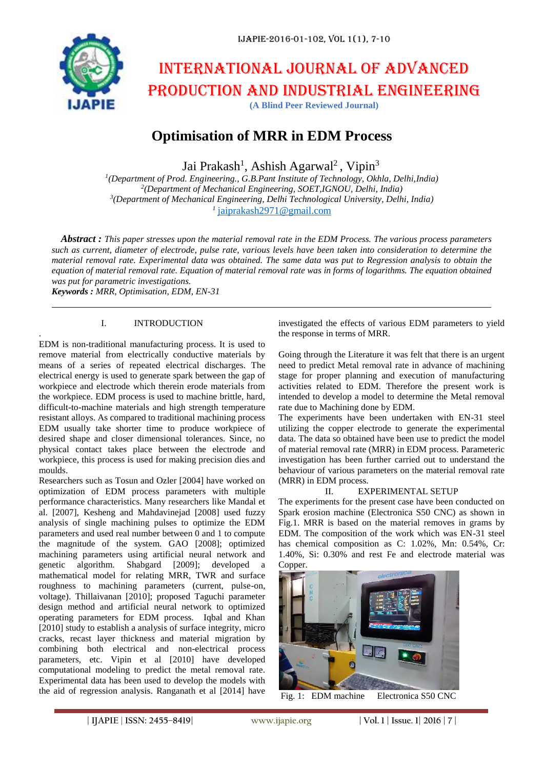# INTERNATIONAL JOURNAL OF ADVANCED PRODUCTION AND INDUSTRIAL ENGINEERING

**(A Blind Peer Reviewed Journal)**

# Optimisation of MRR in EDM Process

Jai Prakash[1], Ashish Agarwal[2] , Vipin[3]

[1]*(Department of Prod. Engineering., G.B.Pant Institute of Technology, Okhla, Delhi,India)*
[2]*(Department of Mechanical Engineering, SOET,IGNOU, Delhi, India)*
[3]*(Department of Mechanical Engineering, Delhi Technological University, Delhi, India)*
[1] jaiprakash2971@gmail.com

***Abstract :*** *This paper stresses upon the material removal rate in the EDM Process. The various process parameters such as current, diameter of electrode, pulse rate, various levels have been taken into consideration to determine the material removal rate. Experimental data was obtained. The same data was put to Regression analysis to obtain the equation of material removal rate. Equation of material removal rate was in forms of logarithms. The equation obtained was put for parametric investigations.*

***Keywords :*** *MRR, Optimisation, EDM, EN-31*

## I. INTRODUCTION

EDM is non-traditional manufacturing process. It is used to remove material from electrically conductive materials by means of a series of repeated electrical discharges. The electrical energy is used to generate spark between the gap of workpiece and electrode which therein erode materials from the workpiece. EDM process is used to machine brittle, hard, difficult-to-machine materials and high strength temperature resistant alloys. As compared to traditional machining process EDM usually take shorter time to produce workpiece of desired shape and closer dimensional tolerances. Since, no physical contact takes place between the electrode and workpiece, this process is used for making precision dies and moulds.

Researchers such as Tosun and Ozler [2004] have worked on optimization of EDM process parameters with multiple performance characteristics. Many researchers like Mandal et al. [2007], Kesheng and Mahdavinejad [2008] used fuzzy analysis of single machining pulses to optimize the EDM parameters and used real number between 0 and 1 to compute the magnitude of the system. GAO [2008]; optimized machining parameters using artificial neural network and genetic algorithm. Shabgard [2009]; developed a mathematical model for relating MRR, TWR and surface roughness to machining parameters (current, pulse-on, voltage). Thillaivanan [2010]; proposed Taguchi parameter design method and artificial neural network to optimized operating parameters for EDM process. Iqbal and Khan [2010] study to establish a analysis of surface integrity, micro cracks, recast layer thickness and material migration by combining both electrical and non-electrical process parameters, etc. Vipin et al [2010] have developed computational modeling to predict the metal removal rate. Experimental data has been used to develop the models with the aid of regression analysis. Ranganath et al [2014] have investigated the effects of various EDM parameters to yield the response in terms of MRR.

Going through the Literature it was felt that there is an urgent need to predict Metal removal rate in advance of machining stage for proper planning and execution of manufacturing activities related to EDM. Therefore the present work is intended to develop a model to determine the Metal removal rate due to Machining done by EDM.

The experiments have been undertaken with EN-31 steel utilizing the copper electrode to generate the experimental data. The data so obtained have been use to predict the model of material removal rate (MRR) in EDM process. Parameteric investigation has been further carried out to understand the behaviour of various parameters on the material removal rate (MRR) in EDM process.

## II. EXPERIMENTAL SETUP

The experiments for the present case have been conducted on Spark erosion machine (Electronica S50 CNC) as shown in Fig.1. MRR is based on the material removes in grams by EDM. The composition of the work which was EN-31 steel has chemical composition as C: 1.02%, Mn: 0.54%, Cr: 1.40%, Si: 0.30% and rest Fe and electrode material was Copper.

Fig. 1: EDM machine Electronica S50 CNC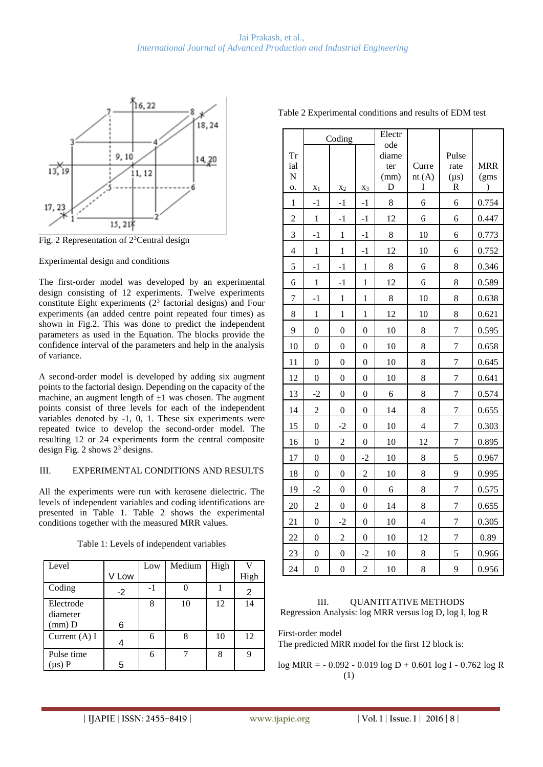Fig. 2 Representation of $2^3$Central design

Experimental design and conditions

The first-order model was developed by an experimental design consisting of 12 experiments. Twelve experiments constitute Eight experiments ($2^3$ factorial designs) and Four experiments (an added centre point repeated four times) as shown in Fig.2. This was done to predict the independent parameters as used in the Equation. The blocks provide the confidence interval of the parameters and help in the analysis of variance.

A second-order model is developed by adding six augment points to the factorial design. Depending on the capacity of the machine, an augment length of ±1 was chosen. The augment points consist of three levels for each of the independent variables denoted by -1, 0, 1. These six experiments were repeated twice to develop the second-order model. The resulting 12 or 24 experiments form the central composite design Fig. 2 shows $2^3$ designs.

## III. EXPERIMENTAL CONDITIONS AND RESULTS

All the experiments were run with kerosene dielectric. The levels of independent variables and coding identifications are presented in Table 1. Table 2 shows the experimental conditions together with the measured MRR values.

Table 1: Levels of independent variables

| Level | V Low | Low | Medium | High | V High |
|---|---|---|---|---|---|
| Coding | -2 | -1 | 0 | 1 | 2 |
| Electrode diameter (mm) D | 6 | 8 | 10 | 12 | 14 |
| Current (A) I | 4 | 6 | 8 | 10 | 12 |
| Pulse time (μs) P | 5 | 6 | 7 | 8 | 9 |

Table 2 Experimental conditions and results of EDM test

| Trial No. | Coding | | | Electrode diameter (mm) D | Current (A) I | Pulse rate (μs) R | MRR (gms) |
|---|---|---|---|---|---|---|---|
| | $x_1$ | $x_2$ | $x_3$ | | | | |
| 1 | -1 | -1 | -1 | 8 | 6 | 6 | 0.754 |
| 2 | 1 | -1 | -1 | 12 | 6 | 6 | 0.447 |
| 3 | -1 | 1 | -1 | 8 | 10 | 6 | 0.773 |
| 4 | 1 | 1 | -1 | 12 | 10 | 6 | 0.752 |
| 5 | -1 | -1 | 1 | 8 | 6 | 8 | 0.346 |
| 6 | 1 | -1 | 1 | 12 | 6 | 8 | 0.589 |
| 7 | -1 | 1 | 1 | 8 | 10 | 8 | 0.638 |
| 8 | 1 | 1 | 1 | 12 | 10 | 8 | 0.621 |
| 9 | 0 | 0 | 0 | 10 | 8 | 7 | 0.595 |
| 10 | 0 | 0 | 0 | 10 | 8 | 7 | 0.658 |
| 11 | 0 | 0 | 0 | 10 | 8 | 7 | 0.645 |
| 12 | 0 | 0 | 0 | 10 | 8 | 7 | 0.641 |
| 13 | -2 | 0 | 0 | 6 | 8 | 7 | 0.574 |
| 14 | 2 | 0 | 0 | 14 | 8 | 7 | 0.655 |
| 15 | 0 | -2 | 0 | 10 | 4 | 7 | 0.303 |
| 16 | 0 | 2 | 0 | 10 | 12 | 7 | 0.895 |
| 17 | 0 | 0 | -2 | 10 | 8 | 5 | 0.967 |
| 18 | 0 | 0 | 2 | 10 | 8 | 9 | 0.995 |
| 19 | -2 | 0 | 0 | 6 | 8 | 7 | 0.575 |
| 20 | 2 | 0 | 0 | 14 | 8 | 7 | 0.655 |
| 21 | 0 | -2 | 0 | 10 | 4 | 7 | 0.305 |
| 22 | 0 | 2 | 0 | 10 | 12 | 7 | 0.89 |
| 23 | 0 | 0 | -2 | 10 | 8 | 5 | 0.966 |
| 24 | 0 | 0 | 2 | 10 | 8 | 9 | 0.956 |

## III. QUANTITATIVE METHODS

Regression Analysis: log MRR versus log D, log I, log R

First-order model

The predicted MRR model for the first 12 block is:

$$\log MRR = -0.092 - 0.019 \log D + 0.601 \log I - 0.762 \log R \quad (1)$$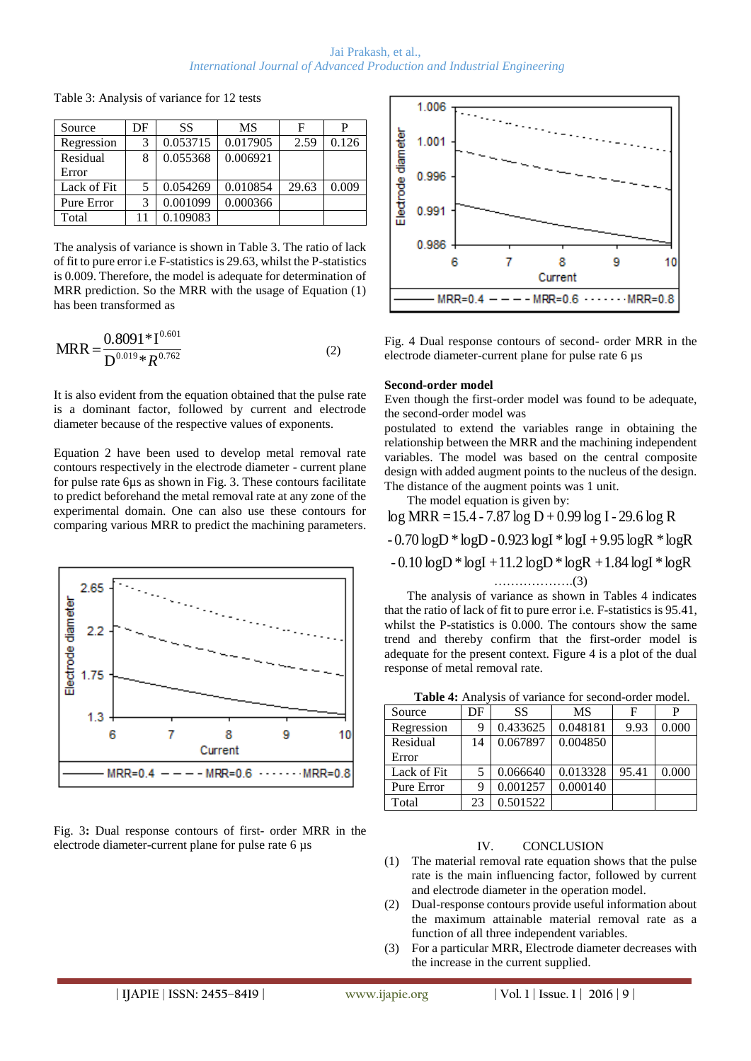Table 3: Analysis of variance for 12 tests

| Source | DF | SS | MS | F | P |
|---|---|---|---|---|---|
| Regression | 3 | 0.053715 | 0.017905 | 2.59 | 0.126 |
| Residual Error | 8 | 0.055368 | 0.006921 | | |
| Lack of Fit | 5 | 0.054269 | 0.010854 | 29.63 | 0.009 |
| Pure Error | 3 | 0.001099 | 0.000366 | | |
| Total | 11 | 0.109083 | | | |

The analysis of variance is shown in Table 3. The ratio of lack of fit to pure error i.e F-statistics is 29.63, whilst the P-statistics is 0.009. Therefore, the model is adequate for determination of MRR prediction. So the MRR with the usage of Equation (1) has been transformed as

$$MRR = \frac{0.8091 * I^{0.601}}{D^{0.019} * R^{0.762}} \tag{2}$$

It is also evident from the equation obtained that the pulse rate is a dominant factor, followed by current and electrode diameter because of the respective values of exponents.

Equation 2 have been used to develop metal removal rate contours respectively in the electrode diameter - current plane for pulse rate 6µs as shown in Fig. 3. These contours facilitate to predict beforehand the metal removal rate at any zone of the experimental domain. One can also use these contours for comparing various MRR to predict the machining parameters.

Fig. 3: Dual response contours of first- order MRR in the electrode diameter-current plane for pulse rate 6 µs

Fig. 4 Dual response contours of second- order MRR in the electrode diameter-current plane for pulse rate 6 µs

**Second-order model**

Even though the first-order model was found to be adequate, the second-order model was postulated to extend the variables range in obtaining the relationship between the MRR and the machining independent variables. The model was based on the central composite design with added augment points to the nucleus of the design. The distance of the augment points was 1 unit.

The model equation is given by:

$$\log MRR = 15.4 - 7.87 \log D + 0.99 \log I - 29.6 \log R$$
$$- 0.70 \log D * \log D - 0.923 \log I * \log I + 9.95 \log R * \log R$$
$$- 0.10 \log D * \log I + 11.2 \log D * \log R + 1.84 \log I * \log R \tag{3}$$

The analysis of variance as shown in Tables 4 indicates that the ratio of lack of fit to pure error i.e. F-statistics is 95.41, whilst the P-statistics is 0.000. The contours show the same trend and thereby confirm that the first-order model is adequate for the present context. Figure 4 is a plot of the dual response of metal removal rate.

**Table 4:** Analysis of variance for second-order model.

| Source | DF | SS | MS | F | P |
|---|---|---|---|---|---|
| Regression | 9 | 0.433625 | 0.048181 | 9.93 | 0.000 |
| Residual Error | 14 | 0.067897 | 0.004850 | | |
| Lack of Fit | 5 | 0.066640 | 0.013328 | 95.41 | 0.000 |
| Pure Error | 9 | 0.001257 | 0.000140 | | |
| Total | 23 | 0.501522 | | | |

## IV. CONCLUSION

1. The material removal rate equation shows that the pulse rate is the main influencing factor, followed by current and electrode diameter in the operation model.
2. Dual-response contours provide useful information about the maximum attainable material removal rate as a function of all three independent variables.
3. For a particular MRR, Electrode diameter decreases with the increase in the current supplied.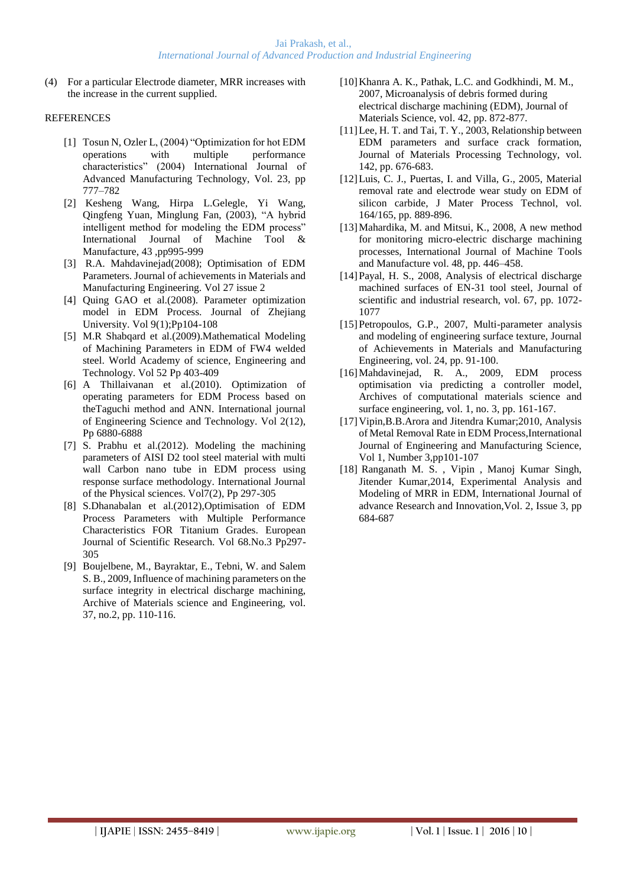(4) For a particular Electrode diameter, MRR increases with the increase in the current supplied.

REFERENCES

[1] Tosun N, Ozler L, (2004) "Optimization for hot EDM operations with multiple performance characteristics" (2004) International Journal of Advanced Manufacturing Technology, Vol. 23, pp 777–782

[2] Kesheng Wang, Hirpa L.Gelegle, Yi Wang, Qingfeng Yuan, Minglung Fan, (2003), "A hybrid intelligent method for modeling the EDM process" International Journal of Machine Tool & Manufacture, 43 ,pp995-999

[3] R.A. Mahdavinejad(2008); Optimisation of EDM Parameters. Journal of achievements in Materials and Manufacturing Engineering. Vol 27 issue 2

[4] Quing GAO et al.(2008). Parameter optimization model in EDM Process. Journal of Zhejiang University. Vol 9(1);Pp104-108

[5] M.R Shabqard et al.(2009).Mathematical Modeling of Machining Parameters in EDM of FW4 welded steel. World Academy of science, Engineering and Technology. Vol 52 Pp 403-409

[6] A Thillaivanan et al.(2010). Optimization of operating parameters for EDM Process based on theTaguchi method and ANN. International journal of Engineering Science and Technology. Vol 2(12), Pp 6880-6888

[7] S. Prabhu et al.(2012). Modeling the machining parameters of AISI D2 tool steel material with multi wall Carbon nano tube in EDM process using response surface methodology. International Journal of the Physical sciences. Vol7(2), Pp 297-305

[8] S.Dhanabalan et al.(2012),Optimisation of EDM Process Parameters with Multiple Performance Characteristics FOR Titanium Grades. European Journal of Scientific Research. Vol 68.No.3 Pp297-305

[9] Boujelbene, M., Bayraktar, E., Tebni, W. and Salem S. B., 2009, Influence of machining parameters on the surface integrity in electrical discharge machining, Archive of Materials science and Engineering, vol. 37, no.2, pp. 110-116.

[10] Khanra A. K., Pathak, L.C. and Godkhindi, M. M., 2007, Microanalysis of debris formed during electrical discharge machining (EDM), Journal of Materials Science, vol. 42, pp. 872-877.

[11] Lee, H. T. and Tai, T. Y., 2003, Relationship between EDM parameters and surface crack formation, Journal of Materials Processing Technology, vol. 142, pp. 676-683.

[12] Luis, C. J., Puertas, I. and Villa, G., 2005, Material removal rate and electrode wear study on EDM of silicon carbide, J Mater Process Technol, vol. 164/165, pp. 889-896.

[13] Mahardika, M. and Mitsui, K., 2008, A new method for monitoring micro-electric discharge machining processes, International Journal of Machine Tools and Manufacture vol. 48, pp. 446–458.

[14] Payal, H. S., 2008, Analysis of electrical discharge machined surfaces of EN-31 tool steel, Journal of scientific and industrial research, vol. 67, pp. 1072-1077

[15] Petropoulos, G.P., 2007, Multi-parameter analysis and modeling of engineering surface texture, Journal of Achievements in Materials and Manufacturing Engineering, vol. 24, pp. 91-100.

[16] Mahdavinejad, R. A., 2009, EDM process optimisation via predicting a controller model, Archives of computational materials science and surface engineering, vol. 1, no. 3, pp. 161-167.

[17] Vipin,B.B.Arora and Jitendra Kumar;2010, Analysis of Metal Removal Rate in EDM Process,International Journal of Engineering and Manufacturing Science, Vol 1, Number 3,pp101-107

[18] Ranganath M. S. , Vipin , Manoj Kumar Singh, Jitender Kumar,2014, Experimental Analysis and Modeling of MRR in EDM, International Journal of advance Research and Innovation,Vol. 2, Issue 3, pp 684-687